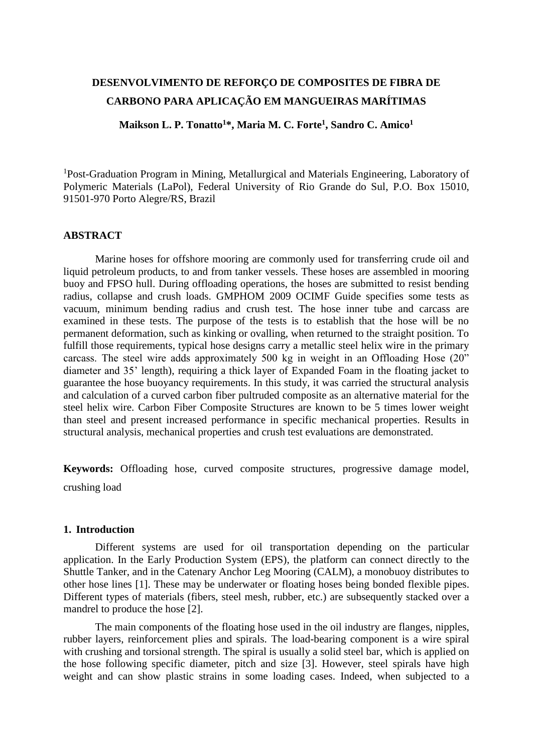# DESENVOLVIMENTO DE REFORÇO DE COMPOSITES DE FIBRA DE CARBONO PARA APLICAÇÃO EM MANGUEIRAS MARÍTIMAS

**Maikson L. P. Tonatto[1]\*, Maria M. C. Forte[1], Sandro C. Amico[1]**

[1]Post-Graduation Program in Mining, Metallurgical and Materials Engineering, Laboratory of Polymeric Materials (LaPol), Federal University of Rio Grande do Sul, P.O. Box 15010, 91501-970 Porto Alegre/RS, Brazil

## ABSTRACT

Marine hoses for offshore mooring are commonly used for transferring crude oil and liquid petroleum products, to and from tanker vessels. These hoses are assembled in mooring buoy and FPSO hull. During offloading operations, the hoses are submitted to resist bending radius, collapse and crush loads. GMPHOM 2009 OCIMF Guide specifies some tests as vacuum, minimum bending radius and crush test. The hose inner tube and carcass are examined in these tests. The purpose of the tests is to establish that the hose will be no permanent deformation, such as kinking or ovalling, when returned to the straight position. To fulfill those requirements, typical hose designs carry a metallic steel helix wire in the primary carcass. The steel wire adds approximately 500 kg in weight in an Offloading Hose (20" diameter and 35' length), requiring a thick layer of Expanded Foam in the floating jacket to guarantee the hose buoyancy requirements. In this study, it was carried the structural analysis and calculation of a curved carbon fiber pultruded composite as an alternative material for the steel helix wire. Carbon Fiber Composite Structures are known to be 5 times lower weight than steel and present increased performance in specific mechanical properties. Results in structural analysis, mechanical properties and crush test evaluations are demonstrated.

**Keywords:** Offloading hose, curved composite structures, progressive damage model, crushing load

## 1. Introduction

Different systems are used for oil transportation depending on the particular application. In the Early Production System (EPS), the platform can connect directly to the Shuttle Tanker, and in the Catenary Anchor Leg Mooring (CALM), a monobuoy distributes to other hose lines [1]. These may be underwater or floating hoses being bonded flexible pipes. Different types of materials (fibers, steel mesh, rubber, etc.) are subsequently stacked over a mandrel to produce the hose [2].

The main components of the floating hose used in the oil industry are flanges, nipples, rubber layers, reinforcement plies and spirals. The load-bearing component is a wire spiral with crushing and torsional strength. The spiral is usually a solid steel bar, which is applied on the hose following specific diameter, pitch and size [3]. However, steel spirals have high weight and can show plastic strains in some loading cases. Indeed, when subjected to a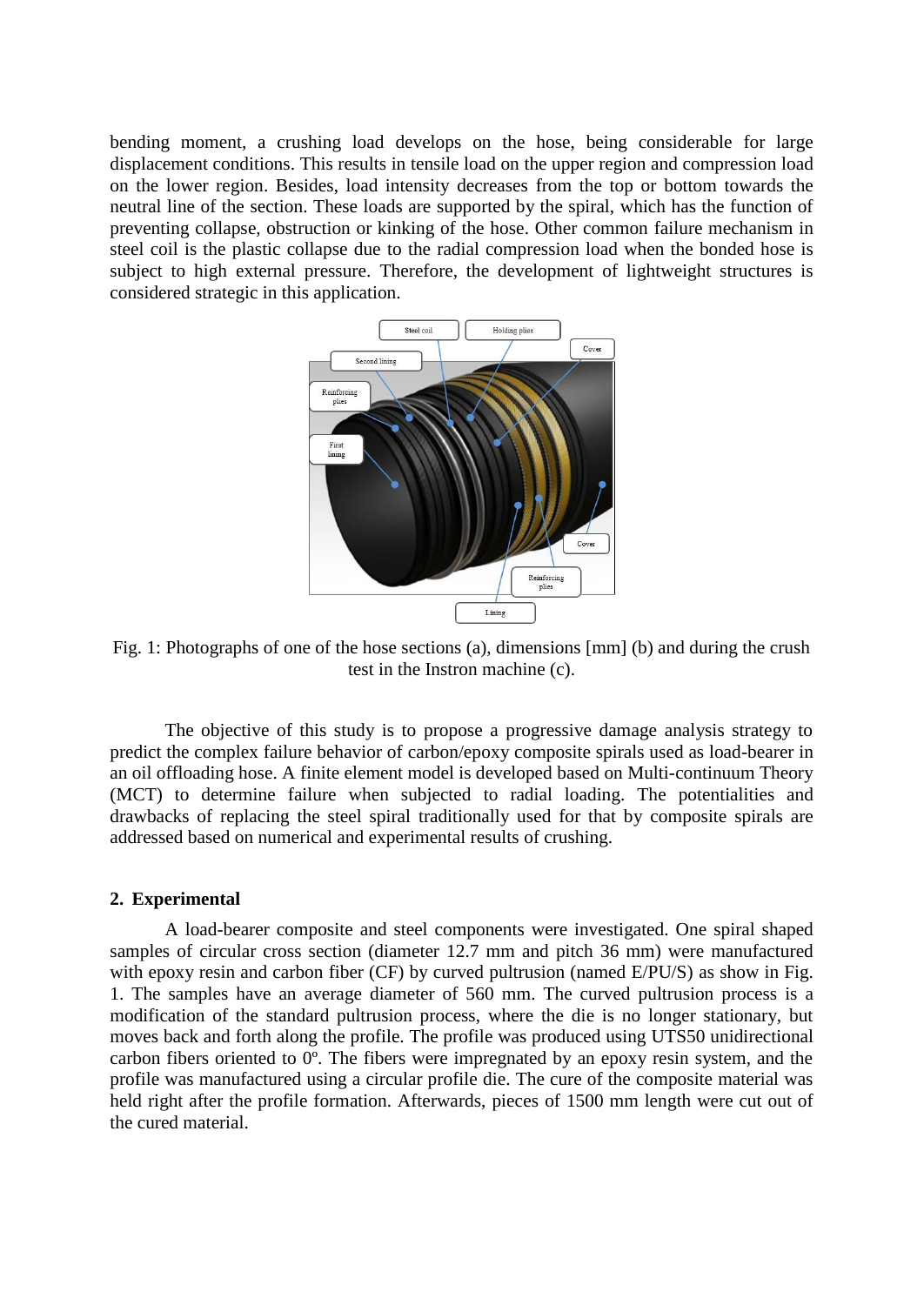bending moment, a crushing load develops on the hose, being considerable for large displacement conditions. This results in tensile load on the upper region and compression load on the lower region. Besides, load intensity decreases from the top or bottom towards the neutral line of the section. These loads are supported by the spiral, which has the function of preventing collapse, obstruction or kinking of the hose. Other common failure mechanism in steel coil is the plastic collapse due to the radial compression load when the bonded hose is subject to high external pressure. Therefore, the development of lightweight structures is considered strategic in this application.

Fig. 1: Photographs of one of the hose sections (a), dimensions [mm] (b) and during the crush test in the Instron machine (c).

The objective of this study is to propose a progressive damage analysis strategy to predict the complex failure behavior of carbon/epoxy composite spirals used as load-bearer in an oil offloading hose. A finite element model is developed based on Multi-continuum Theory (MCT) to determine failure when subjected to radial loading. The potentialities and drawbacks of replacing the steel spiral traditionally used for that by composite spirals are addressed based on numerical and experimental results of crushing.

## 2. Experimental

A load-bearer composite and steel components were investigated. One spiral shaped samples of circular cross section (diameter 12.7 mm and pitch 36 mm) were manufactured with epoxy resin and carbon fiber (CF) by curved pultrusion (named E/PU/S) as show in Fig. 1. The samples have an average diameter of 560 mm. The curved pultrusion process is a modification of the standard pultrusion process, where the die is no longer stationary, but moves back and forth along the profile. The profile was produced using UTS50 unidirectional carbon fibers oriented to 0º. The fibers were impregnated by an epoxy resin system, and the profile was manufactured using a circular profile die. The cure of the composite material was held right after the profile formation. Afterwards, pieces of 1500 mm length were cut out of the cured material.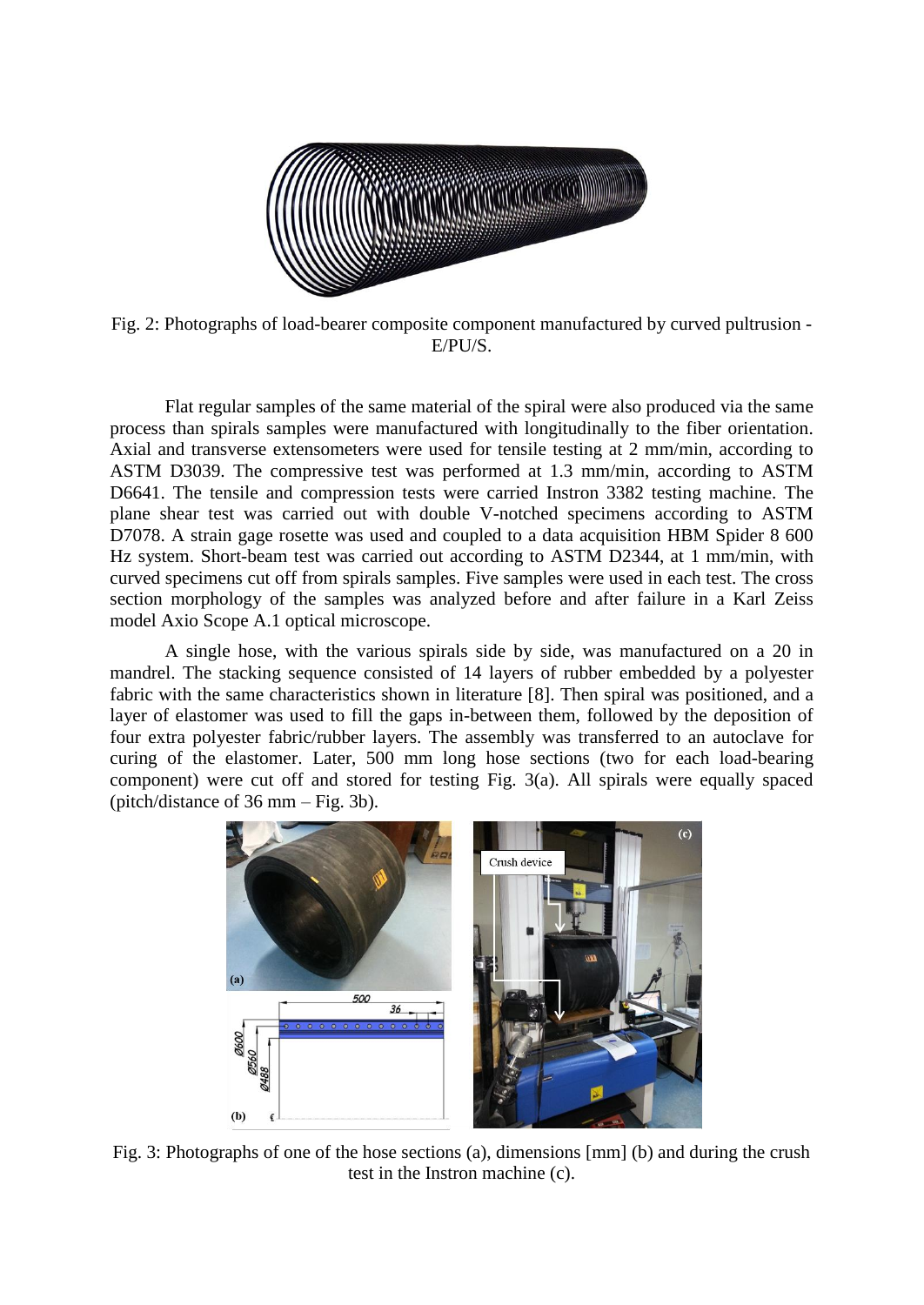Fig. 2: Photographs of load-bearer composite component manufactured by curved pultrusion - E/PU/S.

Flat regular samples of the same material of the spiral were also produced via the same process than spirals samples were manufactured with longitudinally to the fiber orientation. Axial and transverse extensometers were used for tensile testing at 2 mm/min, according to ASTM D3039. The compressive test was performed at 1.3 mm/min, according to ASTM D6641. The tensile and compression tests were carried Instron 3382 testing machine. The plane shear test was carried out with double V-notched specimens according to ASTM D7078. A strain gage rosette was used and coupled to a data acquisition HBM Spider 8 600 Hz system. Short-beam test was carried out according to ASTM D2344, at 1 mm/min, with curved specimens cut off from spirals samples. Five samples were used in each test. The cross section morphology of the samples was analyzed before and after failure in a Karl Zeiss model Axio Scope A.1 optical microscope.

A single hose, with the various spirals side by side, was manufactured on a 20 in mandrel. The stacking sequence consisted of 14 layers of rubber embedded by a polyester fabric with the same characteristics shown in literature [8]. Then spiral was positioned, and a layer of elastomer was used to fill the gaps in-between them, followed by the deposition of four extra polyester fabric/rubber layers. The assembly was transferred to an autoclave for curing of the elastomer. Later, 500 mm long hose sections (two for each load-bearing component) were cut off and stored for testing Fig. 3(a). All spirals were equally spaced (pitch/distance of 36 mm – Fig. 3b).

Fig. 3: Photographs of one of the hose sections (a), dimensions [mm] (b) and during the crush test in the Instron machine (c).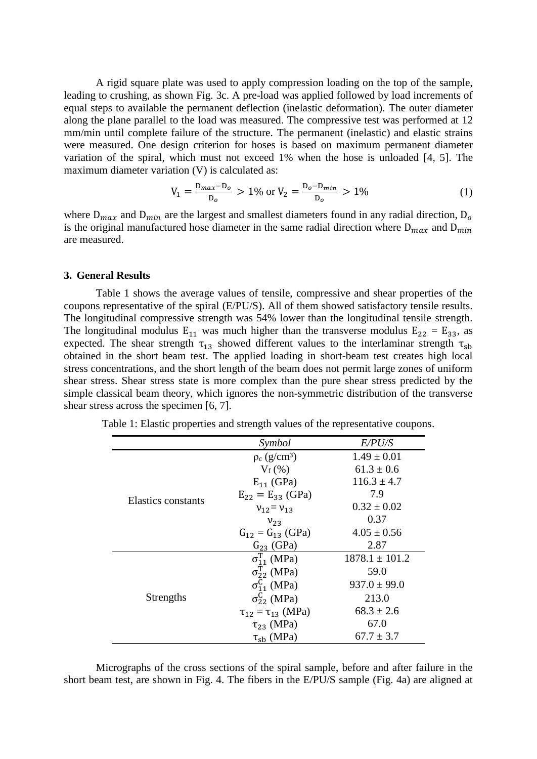A rigid square plate was used to apply compression loading on the top of the sample, leading to crushing, as shown Fig. 3c. A pre-load was applied followed by load increments of equal steps to available the permanent deflection (inelastic deformation). The outer diameter along the plane parallel to the load was measured. The compressive test was performed at 12 mm/min until complete failure of the structure. The permanent (inelastic) and elastic strains were measured. One design criterion for hoses is based on maximum permanent diameter variation of the spiral, which must not exceed 1% when the hose is unloaded [4, 5]. The maximum diameter variation (V) is calculated as:

$$V_1 = \frac{D_{max} - D_o}{D_o} > 1\% \text{ or } V_2 = \frac{D_o - D_{min}}{D_o} > 1\% \tag{1}$$

where $D_{max}$ and $D_{min}$ are the largest and smallest diameters found in any radial direction, $D_o$ is the original manufactured hose diameter in the same radial direction where $D_{max}$ and $D_{min}$ are measured.

## 3. General Results

Table 1 shows the average values of tensile, compressive and shear properties of the coupons representative of the spiral (E/PU/S). All of them showed satisfactory tensile results. The longitudinal compressive strength was 54% lower than the longitudinal tensile strength. The longitudinal modulus $E_{11}$ was much higher than the transverse modulus $E_{22} = E_{33}$, as expected. The shear strength $\tau_{13}$ showed different values to the interlaminar strength $\tau_{sb}$ obtained in the short beam test. The applied loading in short-beam test creates high local stress concentrations, and the short length of the beam does not permit large zones of uniform shear stress. Shear stress state is more complex than the pure shear stress predicted by the simple classical beam theory, which ignores the non-symmetric distribution of the transverse shear stress across the specimen [6, 7].

Table 1: Elastic properties and strength values of the representative coupons.

| | *Symbol* | *E/PU/S* |
|---|---|---|
| Elastics constants | $\rho_c$ (g/cm³) | $1.49 \pm 0.01$ |
| | $V_f$ (%) | $61.3 \pm 0.6$ |
| | $E_{11}$ (GPa) | $116.3 \pm 4.7$ |
| | $E_{22} = E_{33}$ (GPa) | 7.9 |
| | $\nu_{12} = \nu_{13}$ | $0.32 \pm 0.02$ |
| | $\nu_{23}$ | 0.37 |
| | $G_{12} = G_{13}$ (GPa) | $4.05 \pm 0.56$ |
| | $G_{23}$ (GPa) | 2.87 |
| Strengths | $\sigma_{11}^{T}$ (MPa) | $1878.1 \pm 101.2$ |
| | $\sigma_{22}^{T}$ (MPa) | 59.0 |
| | $\sigma_{11}^{C}$ (MPa) | $937.0 \pm 99.0$ |
| | $\sigma_{22}^{C}$ (MPa) | 213.0 |
| | $\tau_{12} = \tau_{13}$ (MPa) | $68.3 \pm 2.6$ |
| | $\tau_{23}$ (MPa) | 67.0 |
| | $\tau_{sb}$ (MPa) | $67.7 \pm 3.7$ |

Micrographs of the cross sections of the spiral sample, before and after failure in the short beam test, are shown in Fig. 4. The fibers in the E/PU/S sample (Fig. 4a) are aligned at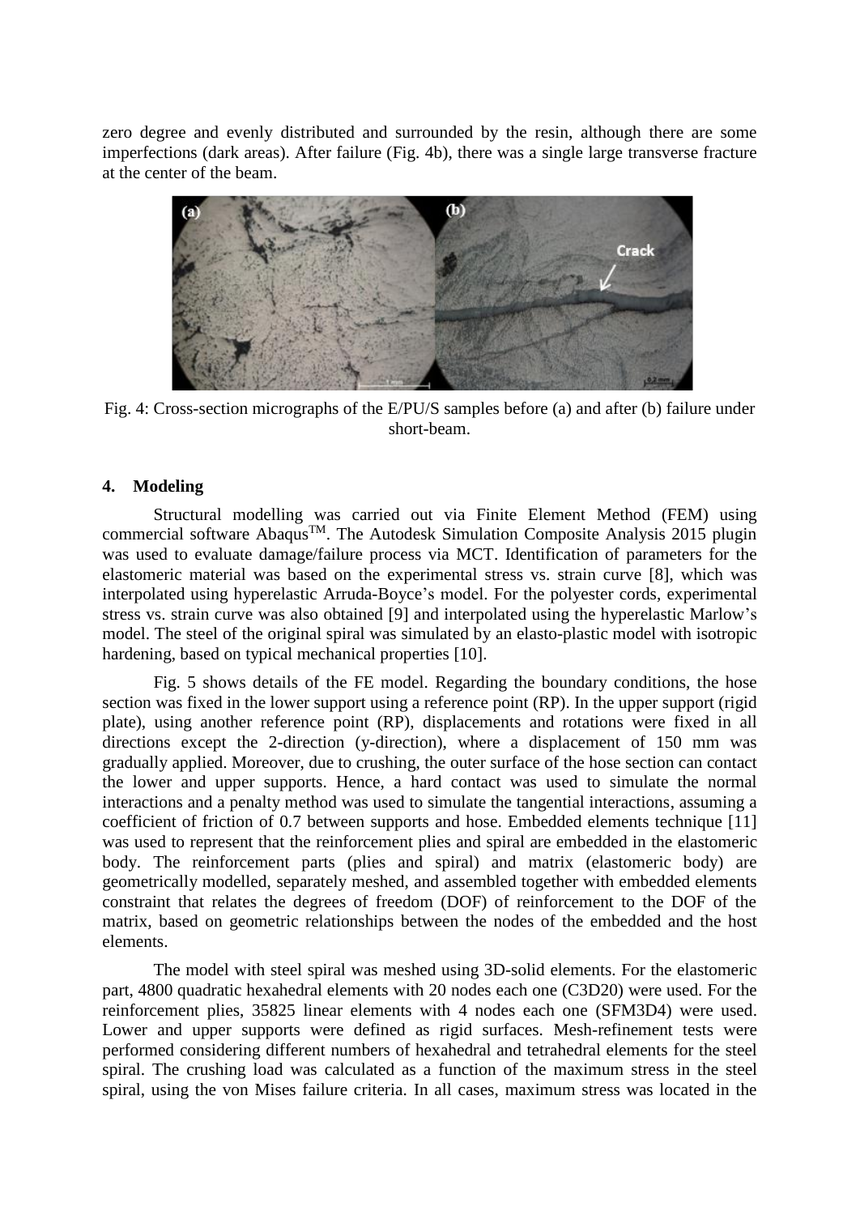zero degree and evenly distributed and surrounded by the resin, although there are some imperfections (dark areas). After failure (Fig. 4b), there was a single large transverse fracture at the center of the beam.

Fig. 4: Cross-section micrographs of the E/PU/S samples before (a) and after (b) failure under short-beam.

## 4. Modeling

Structural modelling was carried out via Finite Element Method (FEM) using commercial software Abaqus[TM]. The Autodesk Simulation Composite Analysis 2015 plugin was used to evaluate damage/failure process via MCT. Identification of parameters for the elastomeric material was based on the experimental stress vs. strain curve [8], which was interpolated using hyperelastic Arruda-Boyce's model. For the polyester cords, experimental stress vs. strain curve was also obtained [9] and interpolated using the hyperelastic Marlow's model. The steel of the original spiral was simulated by an elasto-plastic model with isotropic hardening, based on typical mechanical properties [10].

Fig. 5 shows details of the FE model. Regarding the boundary conditions, the hose section was fixed in the lower support using a reference point (RP). In the upper support (rigid plate), using another reference point (RP), displacements and rotations were fixed in all directions except the 2-direction (y-direction), where a displacement of 150 mm was gradually applied. Moreover, due to crushing, the outer surface of the hose section can contact the lower and upper supports. Hence, a hard contact was used to simulate the normal interactions and a penalty method was used to simulate the tangential interactions, assuming a coefficient of friction of 0.7 between supports and hose. Embedded elements technique [11] was used to represent that the reinforcement plies and spiral are embedded in the elastomeric body. The reinforcement parts (plies and spiral) and matrix (elastomeric body) are geometrically modelled, separately meshed, and assembled together with embedded elements constraint that relates the degrees of freedom (DOF) of reinforcement to the DOF of the matrix, based on geometric relationships between the nodes of the embedded and the host elements.

The model with steel spiral was meshed using 3D-solid elements. For the elastomeric part, 4800 quadratic hexahedral elements with 20 nodes each one (C3D20) were used. For the reinforcement plies, 35825 linear elements with 4 nodes each one (SFM3D4) were used. Lower and upper supports were defined as rigid surfaces. Mesh-refinement tests were performed considering different numbers of hexahedral and tetrahedral elements for the steel spiral. The crushing load was calculated as a function of the maximum stress in the steel spiral, using the von Mises failure criteria. In all cases, maximum stress was located in the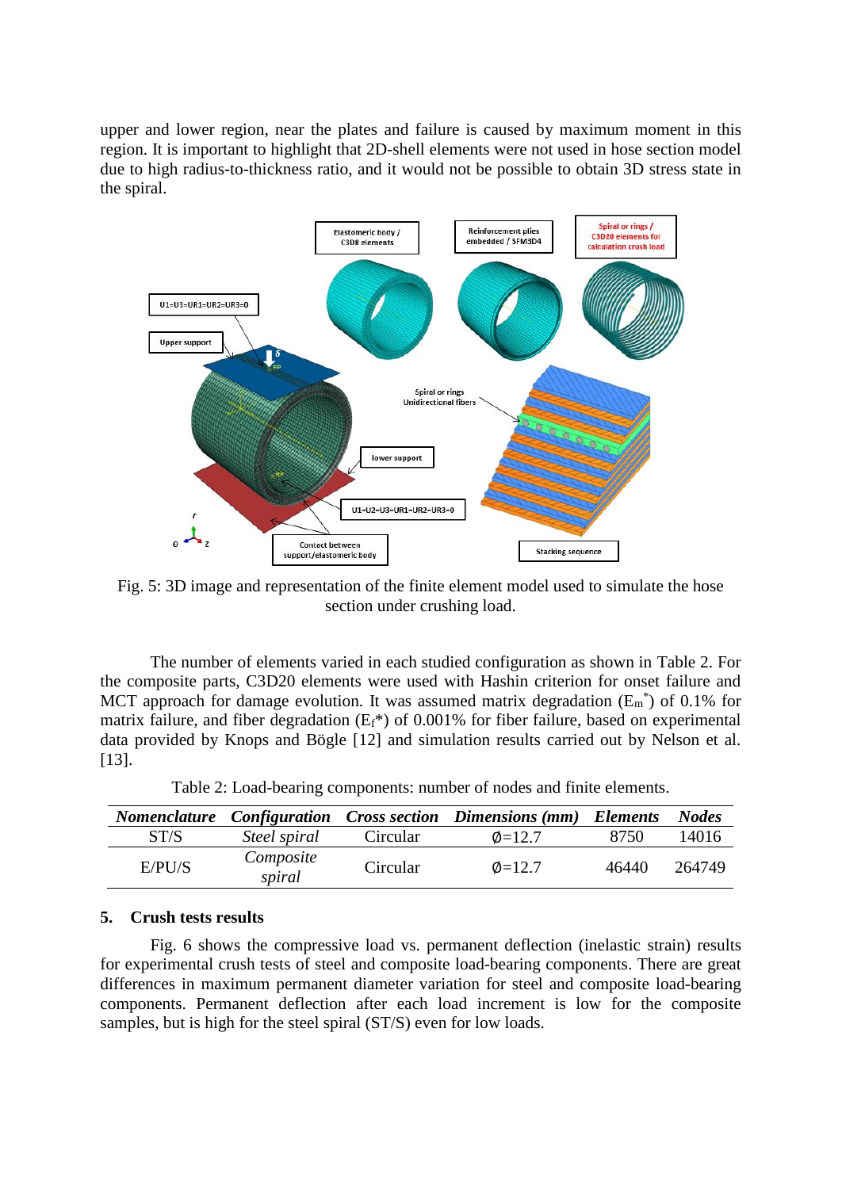upper and lower region, near the plates and failure is caused by maximum moment in this region. It is important to highlight that 2D-shell elements were not used in hose section model due to high radius-to-thickness ratio, and it would not be possible to obtain 3D stress state in the spiral.

Fig. 5: 3D image and representation of the finite element model used to simulate the hose section under crushing load.

The number of elements varied in each studied configuration as shown in Table 2. For the composite parts, C3D20 elements were used with Hashin criterion for onset failure and MCT approach for damage evolution. It was assumed matrix degradation ($E_m^*$) of 0.1% for matrix failure, and fiber degradation ($E_f^*$) of 0.001% for fiber failure, based on experimental data provided by Knops and Bögle [12] and simulation results carried out by Nelson et al. [13].

Table 2: Load-bearing components: number of nodes and finite elements.

| *Nomenclature* | *Configuration* | *Cross section* | *Dimensions (mm)* | *Elements* | *Nodes* |
|---|---|---|---|---|---|
| ST/S | *Steel spiral* | Circular | Ø=12.7 | 8750 | 14016 |
| E/PU/S | *Composite spiral* | Circular | Ø=12.7 | 46440 | 264749 |

## 5. Crush tests results

Fig. 6 shows the compressive load vs. permanent deflection (inelastic strain) results for experimental crush tests of steel and composite load-bearing components. There are great differences in maximum permanent diameter variation for steel and composite load-bearing components. Permanent deflection after each load increment is low for the composite samples, but is high for the steel spiral (ST/S) even for low loads.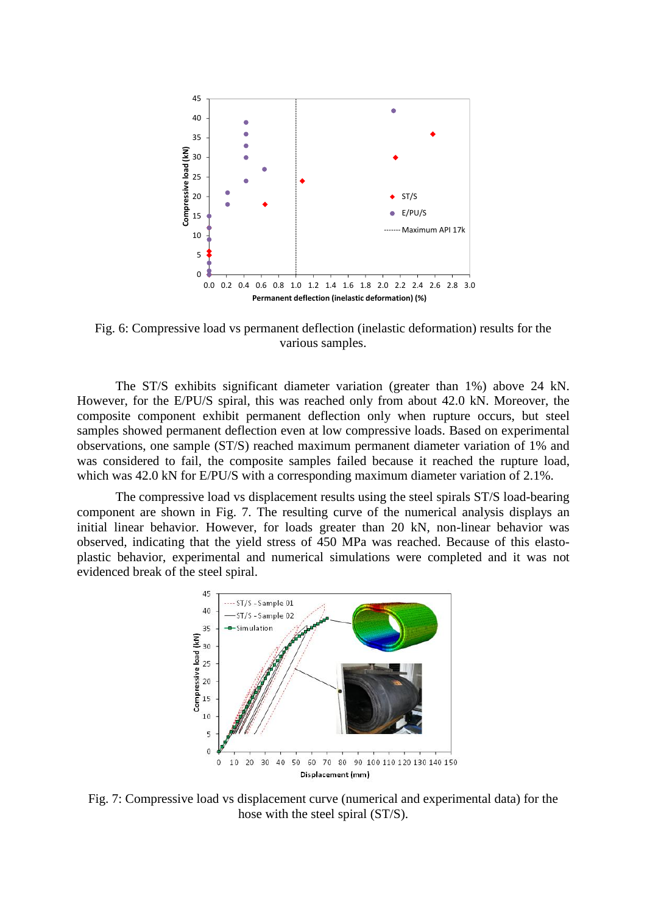Fig. 6: Compressive load vs permanent deflection (inelastic deformation) results for the various samples.

The ST/S exhibits significant diameter variation (greater than 1%) above 24 kN. However, for the E/PU/S spiral, this was reached only from about 42.0 kN. Moreover, the composite component exhibit permanent deflection only when rupture occurs, but steel samples showed permanent deflection even at low compressive loads. Based on experimental observations, one sample (ST/S) reached maximum permanent diameter variation of 1% and was considered to fail, the composite samples failed because it reached the rupture load, which was 42.0 kN for E/PU/S with a corresponding maximum diameter variation of 2.1%.

The compressive load vs displacement results using the steel spirals ST/S load-bearing component are shown in Fig. 7. The resulting curve of the numerical analysis displays an initial linear behavior. However, for loads greater than 20 kN, non-linear behavior was observed, indicating that the yield stress of 450 MPa was reached. Because of this elasto-plastic behavior, experimental and numerical simulations were completed and it was not evidenced break of the steel spiral.

Fig. 7: Compressive load vs displacement curve (numerical and experimental data) for the hose with the steel spiral (ST/S).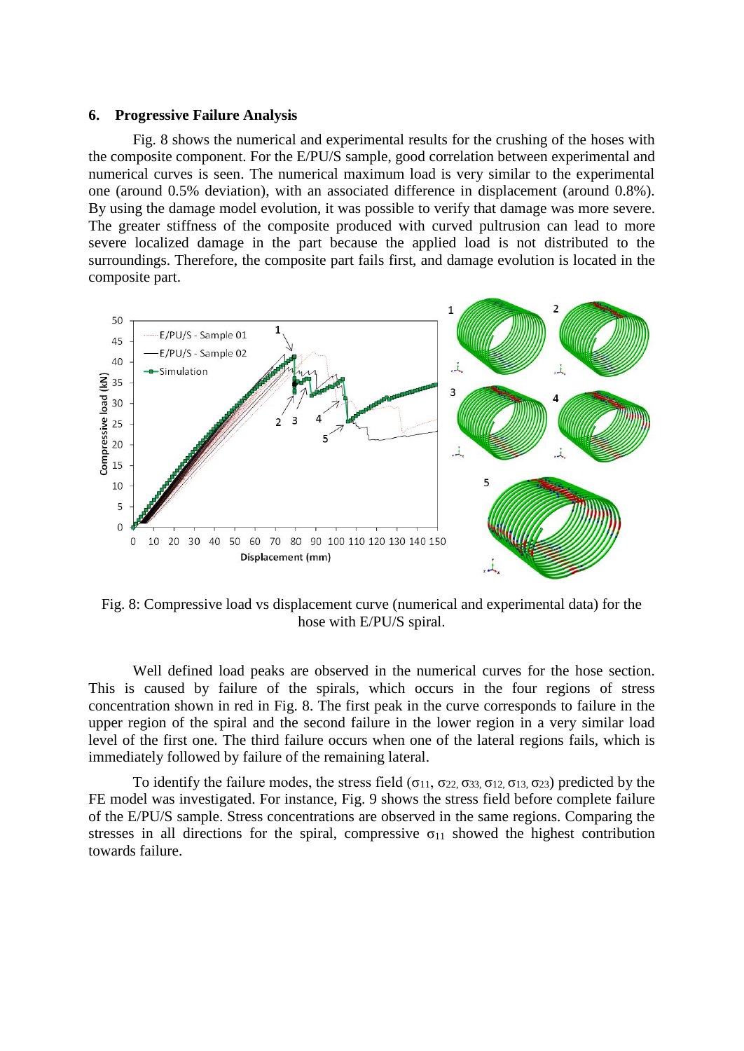## 6. Progressive Failure Analysis

Fig. 8 shows the numerical and experimental results for the crushing of the hoses with the composite component. For the E/PU/S sample, good correlation between experimental and numerical curves is seen. The numerical maximum load is very similar to the experimental one (around 0.5% deviation), with an associated difference in displacement (around 0.8%). By using the damage model evolution, it was possible to verify that damage was more severe. The greater stiffness of the composite produced with curved pultrusion can lead to more severe localized damage in the part because the applied load is not distributed to the surroundings. Therefore, the composite part fails first, and damage evolution is located in the composite part.

Fig. 8: Compressive load vs displacement curve (numerical and experimental data) for the hose with E/PU/S spiral.

Well defined load peaks are observed in the numerical curves for the hose section. This is caused by failure of the spirals, which occurs in the four regions of stress concentration shown in red in Fig. 8. The first peak in the curve corresponds to failure in the upper region of the spiral and the second failure in the lower region in a very similar load level of the first one. The third failure occurs when one of the lateral regions fails, which is immediately followed by failure of the remaining lateral.

To identify the failure modes, the stress field ($\sigma_{11}$, $\sigma_{22}$, $\sigma_{33}$, $\sigma_{12}$, $\sigma_{13}$, $\sigma_{23}$) predicted by the FE model was investigated. For instance, Fig. 9 shows the stress field before complete failure of the E/PU/S sample. Stress concentrations are observed in the same regions. Comparing the stresses in all directions for the spiral, compressive $\sigma_{11}$ showed the highest contribution towards failure.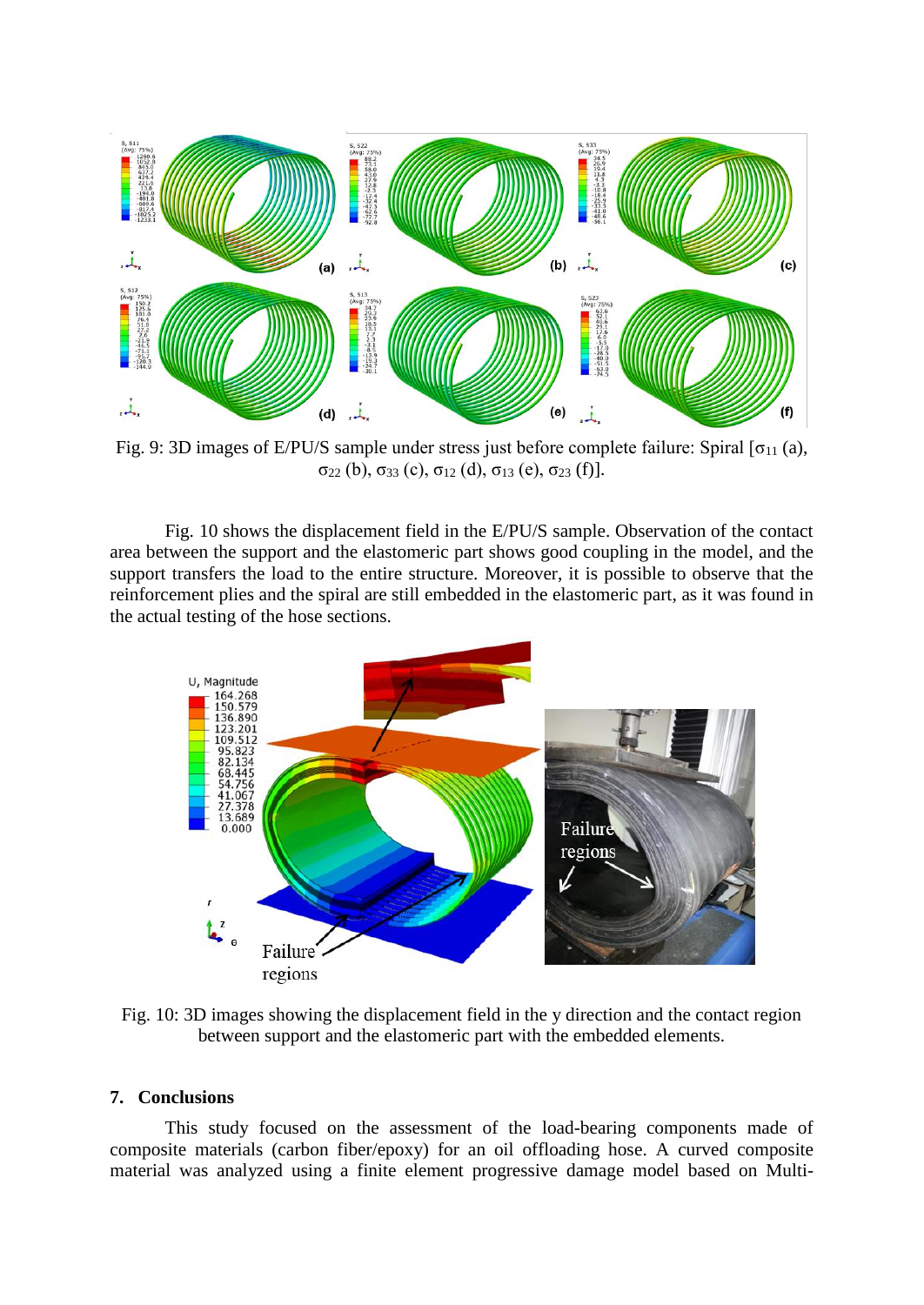Fig. 9: 3D images of E/PU/S sample under stress just before complete failure: Spiral [$\sigma_{11}$ (a), $\sigma_{22}$ (b), $\sigma_{33}$ (c), $\sigma_{12}$ (d), $\sigma_{13}$ (e), $\sigma_{23}$ (f)].

Fig. 10 shows the displacement field in the E/PU/S sample. Observation of the contact area between the support and the elastomeric part shows good coupling in the model, and the support transfers the load to the entire structure. Moreover, it is possible to observe that the reinforcement plies and the spiral are still embedded in the elastomeric part, as it was found in the actual testing of the hose sections.

Fig. 10: 3D images showing the displacement field in the y direction and the contact region between support and the elastomeric part with the embedded elements.

## 7. Conclusions

This study focused on the assessment of the load-bearing components made of composite materials (carbon fiber/epoxy) for an oil offloading hose. A curved composite material was analyzed using a finite element progressive damage model based on Multi-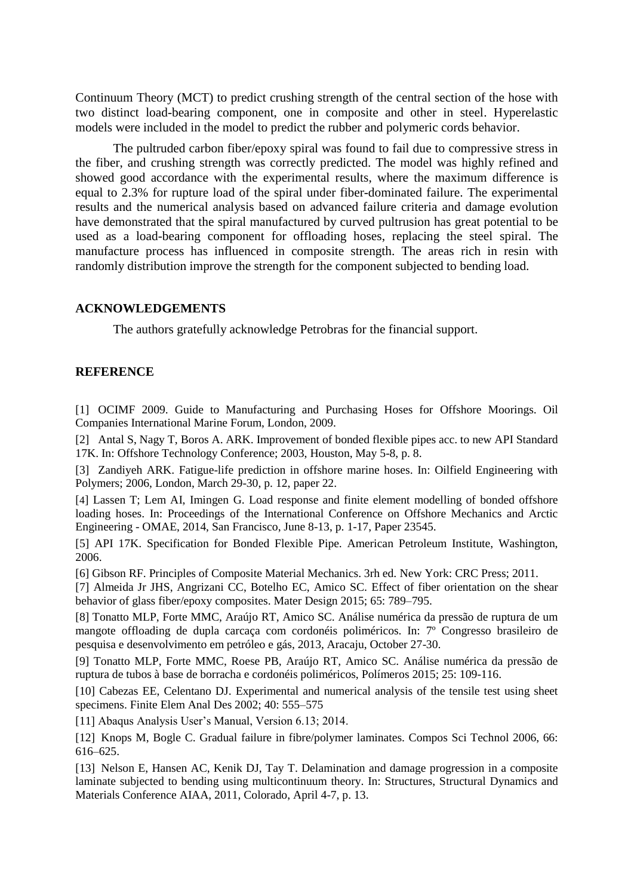Continuum Theory (MCT) to predict crushing strength of the central section of the hose with two distinct load-bearing component, one in composite and other in steel. Hyperelastic models were included in the model to predict the rubber and polymeric cords behavior.

The pultruded carbon fiber/epoxy spiral was found to fail due to compressive stress in the fiber, and crushing strength was correctly predicted. The model was highly refined and showed good accordance with the experimental results, where the maximum difference is equal to 2.3% for rupture load of the spiral under fiber-dominated failure. The experimental results and the numerical analysis based on advanced failure criteria and damage evolution have demonstrated that the spiral manufactured by curved pultrusion has great potential to be used as a load-bearing component for offloading hoses, replacing the steel spiral. The manufacture process has influenced in composite strength. The areas rich in resin with randomly distribution improve the strength for the component subjected to bending load.

## ACKNOWLEDGEMENTS

The authors gratefully acknowledge Petrobras for the financial support.

## REFERENCE

[1] OCIMF 2009. Guide to Manufacturing and Purchasing Hoses for Offshore Moorings. Oil Companies International Marine Forum, London, 2009.

[2] Antal S, Nagy T, Boros A. ARK. Improvement of bonded flexible pipes acc. to new API Standard 17K. In: Offshore Technology Conference; 2003, Houston, May 5-8, p. 8.

[3] Zandiyeh ARK. Fatigue-life prediction in offshore marine hoses. In: Oilfield Engineering with Polymers; 2006, London, March 29-30, p. 12, paper 22.

[4] Lassen T; Lem AI, Imingen G. Load response and finite element modelling of bonded offshore loading hoses. In: Proceedings of the International Conference on Offshore Mechanics and Arctic Engineering - OMAE, 2014, San Francisco, June 8-13, p. 1-17, Paper 23545.

[5] API 17K. Specification for Bonded Flexible Pipe. American Petroleum Institute, Washington, 2006.

[6] Gibson RF. Principles of Composite Material Mechanics. 3rh ed. New York: CRC Press; 2011.

[7] Almeida Jr JHS, Angrizani CC, Botelho EC, Amico SC. Effect of fiber orientation on the shear behavior of glass fiber/epoxy composites. Mater Design 2015; 65: 789–795.

[8] Tonatto MLP, Forte MMC, Araújo RT, Amico SC. Análise numérica da pressão de ruptura de um mangote offloading de dupla carcaça com cordonéis poliméricos. In: 7º Congresso brasileiro de pesquisa e desenvolvimento em petróleo e gás, 2013, Aracaju, October 27-30.

[9] Tonatto MLP, Forte MMC, Roese PB, Araújo RT, Amico SC. Análise numérica da pressão de ruptura de tubos à base de borracha e cordonéis poliméricos, Polímeros 2015; 25: 109-116.

[10] Cabezas EE, Celentano DJ. Experimental and numerical analysis of the tensile test using sheet specimens. Finite Elem Anal Des 2002; 40: 555–575

[11] Abaqus Analysis User's Manual, Version 6.13; 2014.

[12] Knops M, Bogle C. Gradual failure in fibre/polymer laminates. Compos Sci Technol 2006, 66: 616–625.

[13] Nelson E, Hansen AC, Kenik DJ, Tay T. Delamination and damage progression in a composite laminate subjected to bending using multicontinuum theory. In: Structures, Structural Dynamics and Materials Conference AIAA, 2011, Colorado, April 4-7, p. 13.